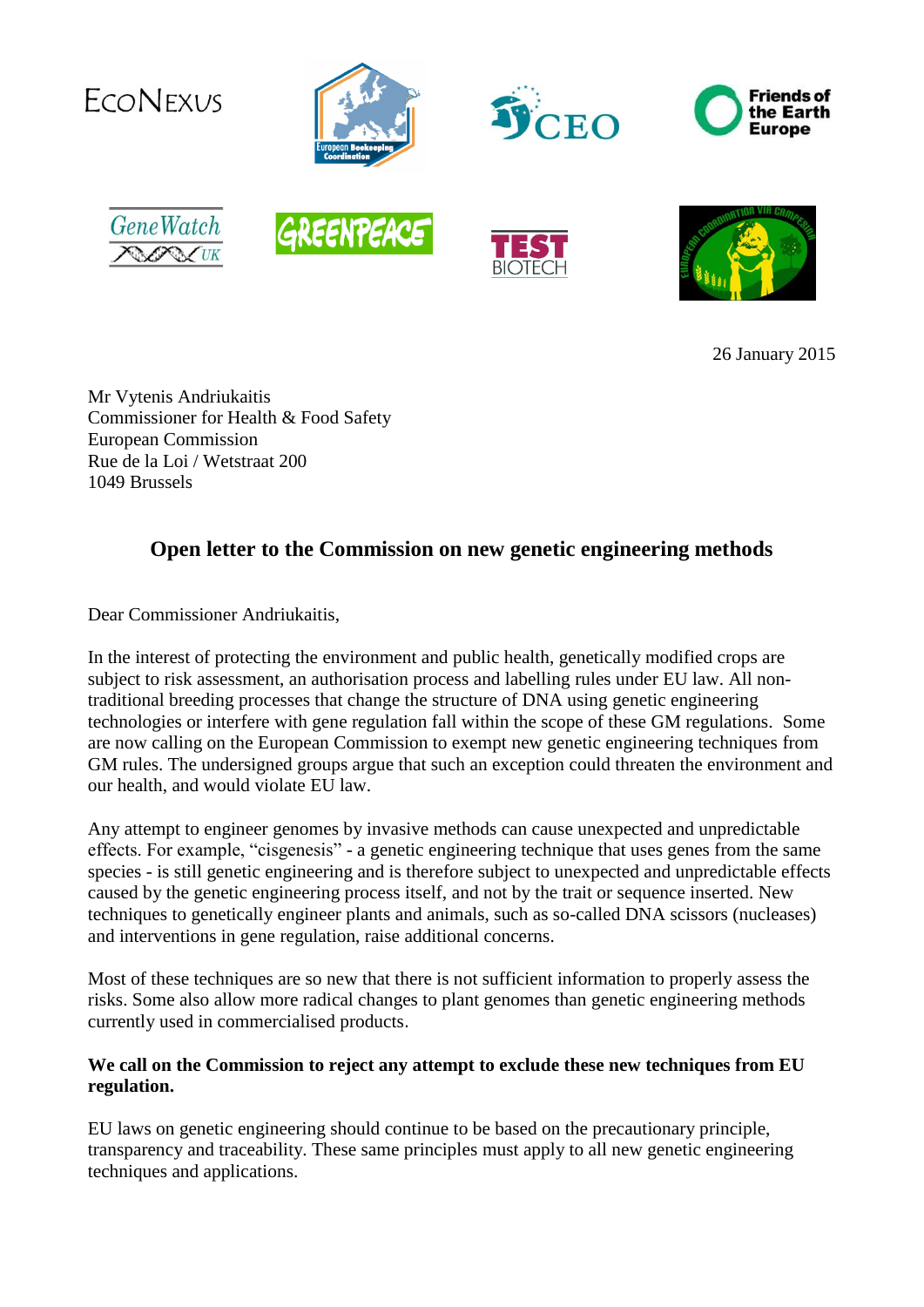26 January 2015

Mr Vytenis Andriukaitis
Commissioner for Health & Food Safety
European Commission
Rue de la Loi / Wetstraat 200
1049 Brussels

## Open letter to the Commission on new genetic engineering methods

Dear Commissioner Andriukaitis,

In the interest of protecting the environment and public health, genetically modified crops are subject to risk assessment, an authorisation process and labelling rules under EU law. All non-traditional breeding processes that change the structure of DNA using genetic engineering technologies or interfere with gene regulation fall within the scope of these GM regulations. Some are now calling on the European Commission to exempt new genetic engineering techniques from GM rules. The undersigned groups argue that such an exception could threaten the environment and our health, and would violate EU law.

Any attempt to engineer genomes by invasive methods can cause unexpected and unpredictable effects. For example, "cisgenesis" - a genetic engineering technique that uses genes from the same species - is still genetic engineering and is therefore subject to unexpected and unpredictable effects caused by the genetic engineering process itself, and not by the trait or sequence inserted. New techniques to genetically engineer plants and animals, such as so-called DNA scissors (nucleases) and interventions in gene regulation, raise additional concerns.

Most of these techniques are so new that there is not sufficient information to properly assess the risks. Some also allow more radical changes to plant genomes than genetic engineering methods currently used in commercialised products.

**We call on the Commission to reject any attempt to exclude these new techniques from EU regulation.**

EU laws on genetic engineering should continue to be based on the precautionary principle, transparency and traceability. These same principles must apply to all new genetic engineering techniques and applications.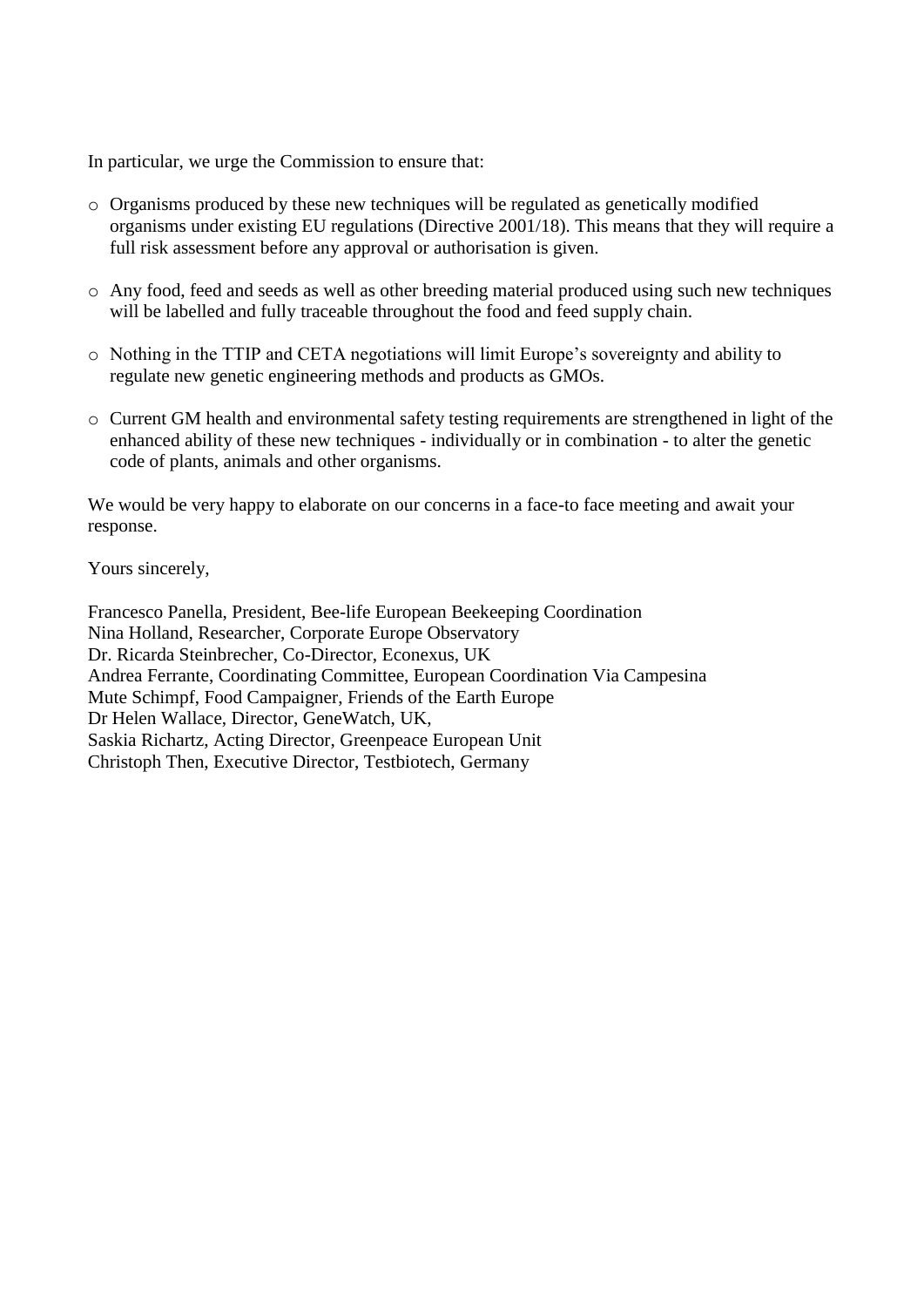In particular, we urge the Commission to ensure that:

- Organisms produced by these new techniques will be regulated as genetically modified organisms under existing EU regulations (Directive 2001/18). This means that they will require a full risk assessment before any approval or authorisation is given.

- Any food, feed and seeds as well as other breeding material produced using such new techniques will be labelled and fully traceable throughout the food and feed supply chain.

- Nothing in the TTIP and CETA negotiations will limit Europe's sovereignty and ability to regulate new genetic engineering methods and products as GMOs.

- Current GM health and environmental safety testing requirements are strengthened in light of the enhanced ability of these new techniques - individually or in combination - to alter the genetic code of plants, animals and other organisms.

We would be very happy to elaborate on our concerns in a face-to face meeting and await your response.

Yours sincerely,

Francesco Panella, President, Bee-life European Beekeeping Coordination
Nina Holland, Researcher, Corporate Europe Observatory
Dr. Ricarda Steinbrecher, Co-Director, Econexus, UK
Andrea Ferrante, Coordinating Committee, European Coordination Via Campesina
Mute Schimpf, Food Campaigner, Friends of the Earth Europe
Dr Helen Wallace, Director, GeneWatch, UK,
Saskia Richartz, Acting Director, Greenpeace European Unit
Christoph Then, Executive Director, Testbiotech, Germany